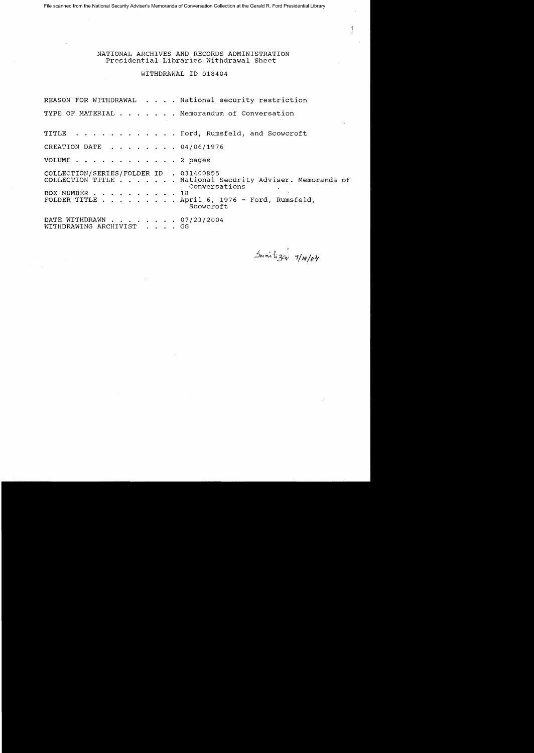File scanned from the National Security Adviser's Memoranda of Conversation Collection at the Gerald R. Ford Presidential Library

NATIONAL ARCHIVES AND RECORDS ADMINISTRATION
Presidential Libraries Withdrawal Sheet

WITHDRAWAL ID 018404

REASON FOR WITHDRAWAL . . . . National security restriction

TYPE OF MATERIAL . . . . . . . Memorandum of Conversation

TITLE . . . . . . . . . . . . Ford, Rumsfeld, and Scowcroft

CREATION DATE . . . . . . . . 04/06/1976

VOLUME . . . . . . . . . . . . 2 pages

COLLECTION/SERIES/FOLDER ID . 031400855
COLLECTION TITLE . . . . . . . National Security Adviser. Memoranda of Conversations
BOX NUMBER . . . . . . . . . . 18
FOLDER TITLE . . . . . . . . . April 6, 1976 - Ford, Rumsfeld, Scowcroft

DATE WITHDRAWN . . . . . . . . 07/23/2004
WITHDRAWING ARCHIVIST . . . . GG

Sanitized 7/19/04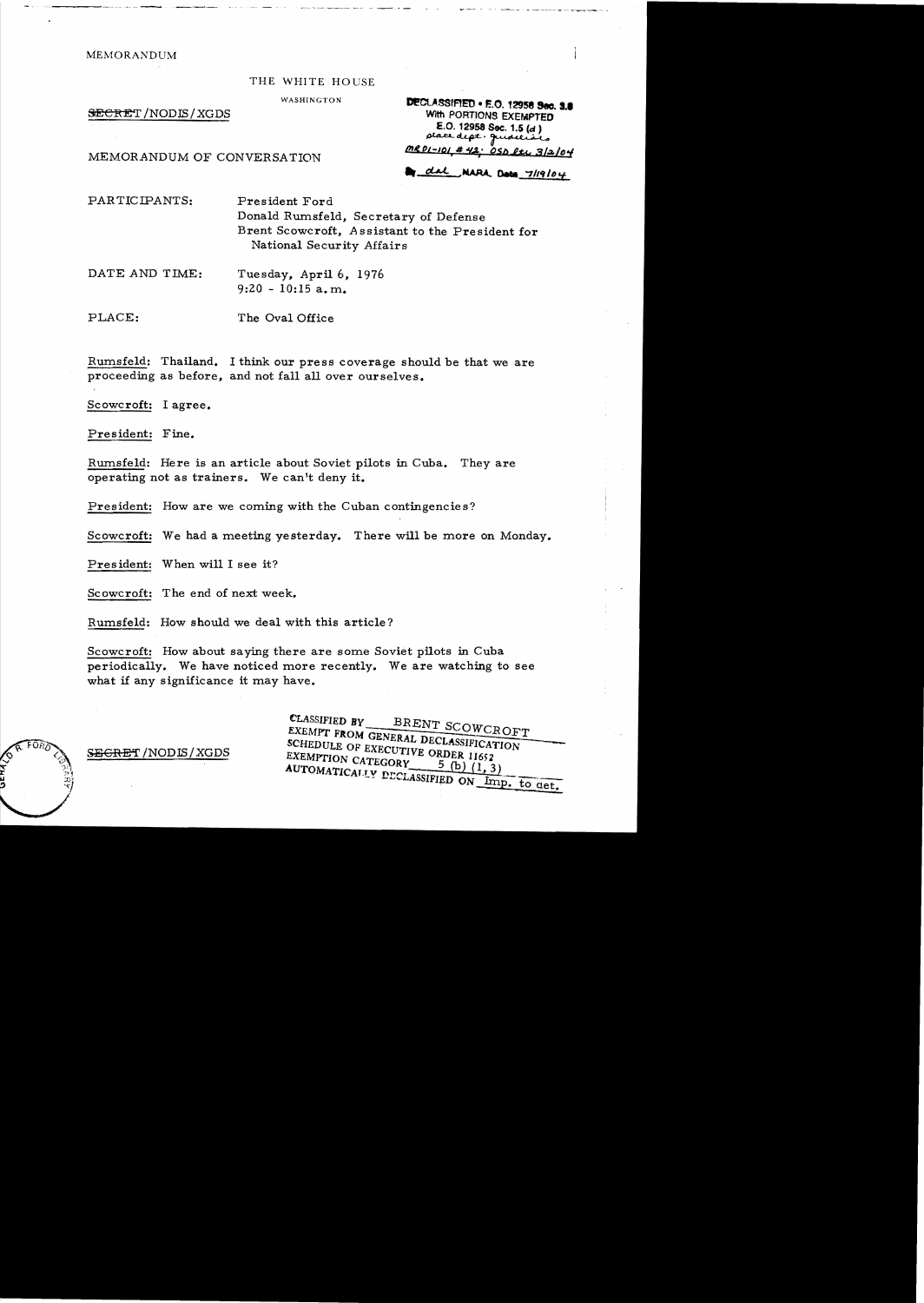MEMORANDUM

THE WHITE HOUSE

WASHINGTON

~~SECRET~~/NODIS/XGDS

DECLASSIFIED • E.O. 12958 Sec. 3.6
With PORTIONS EXEMPTED
E.O. 12958 Sec. 1.5 (d)
state dept. guidelines
MR 01-101 #42; OSD ltr 3/2/04
By dal NARA, Date 7/19/04

MEMORANDUM OF CONVERSATION

PARTICIPANTS: President Ford
Donald Rumsfeld, Secretary of Defense
Brent Scowcroft, Assistant to the President for National Security Affairs

DATE AND TIME: Tuesday, April 6, 1976
9:20 - 10:15 a.m.

PLACE: The Oval Office

Rumsfeld: Thailand. I think our press coverage should be that we are proceeding as before, and not fall all over ourselves.

Scowcroft: I agree.

President: Fine.

Rumsfeld: Here is an article about Soviet pilots in Cuba. They are operating not as trainers. We can't deny it.

President: How are we coming with the Cuban contingencies?

Scowcroft: We had a meeting yesterday. There will be more on Monday.

President: When will I see it?

Scowcroft: The end of next week.

Rumsfeld: How should we deal with this article?

Scowcroft: How about saying there are some Soviet pilots in Cuba periodically. We have noticed more recently. We are watching to see what if any significance it may have.

~~SECRET~~/NODIS/XGDS

CLASSIFIED BY BRENT SCOWCROFT
EXEMPT FROM GENERAL DECLASSIFICATION
SCHEDULE OF EXECUTIVE ORDER 11652
EXEMPTION CATEGORY 5 (b) (1, 3)
AUTOMATICALLY DECLASSIFIED ON Imp. to det.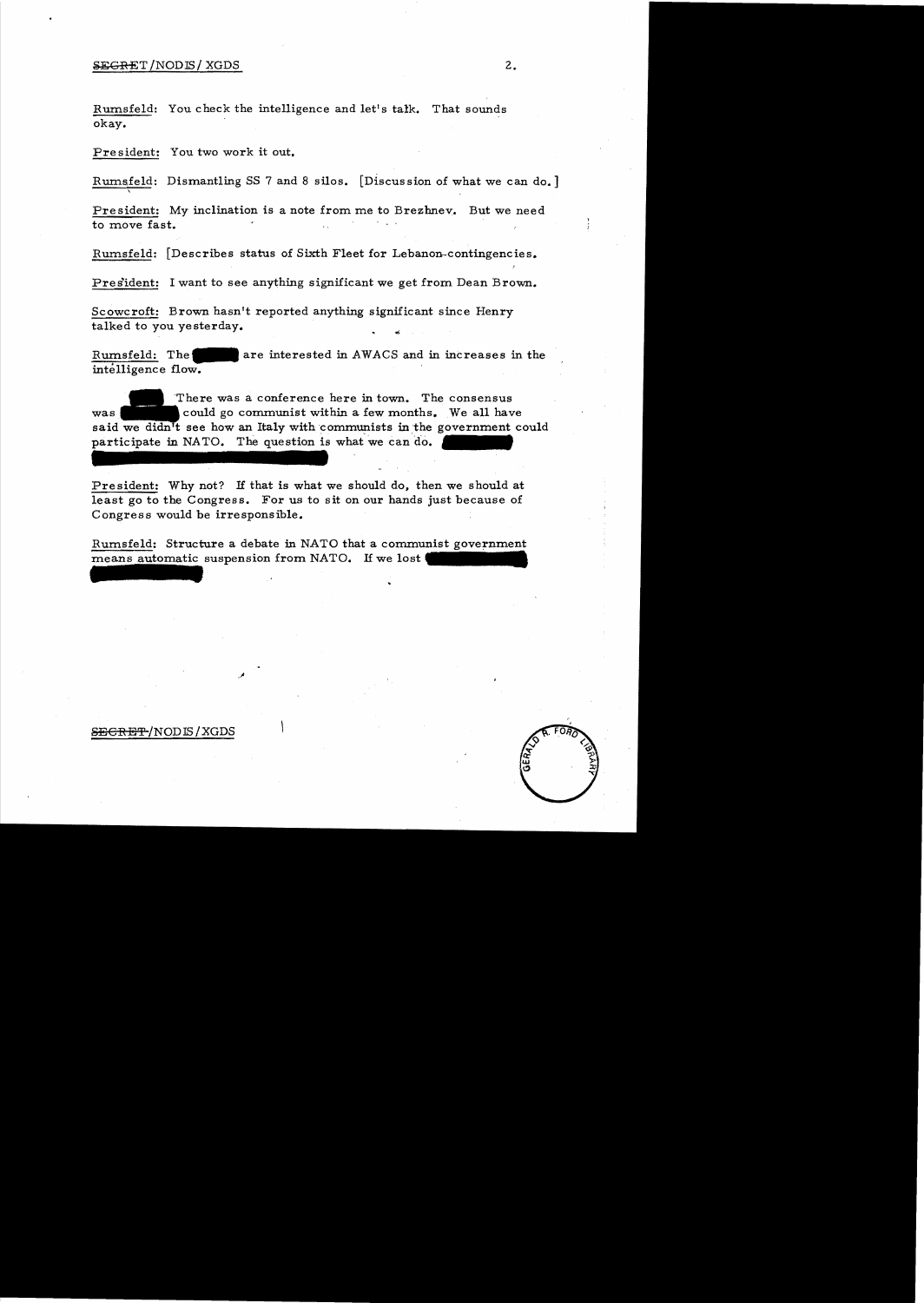Rumsfeld: You check the intelligence and let's talk. That sounds okay.

President: You two work it out.

Rumsfeld: Dismantling SS 7 and 8 silos. [Discussion of what we can do.]

President: My inclination is a note from me to Brezhnev. But we need to move fast.

Rumsfeld: [Describes status of Sixth Fleet for Lebanon-contingencies.

President: I want to see anything significant we get from Dean Brown.

Scowcroft: Brown hasn't reported anything significant since Henry talked to you yesterday.

Rumsfeld: The ████ are interested in AWACS and in increases in the intelligence flow.

████ There was a conference here in town. The consensus was ████ could go communist within a few months. We all have said we didn't see how an Italy with communists in the government could participate in NATO. The question is what we can do. ████

President: Why not? If that is what we should do, then we should at least go to the Congress. For us to sit on our hands just because of Congress would be irresponsible.

Rumsfeld: Structure a debate in NATO that a communist government means automatic suspension from NATO. If we lost ████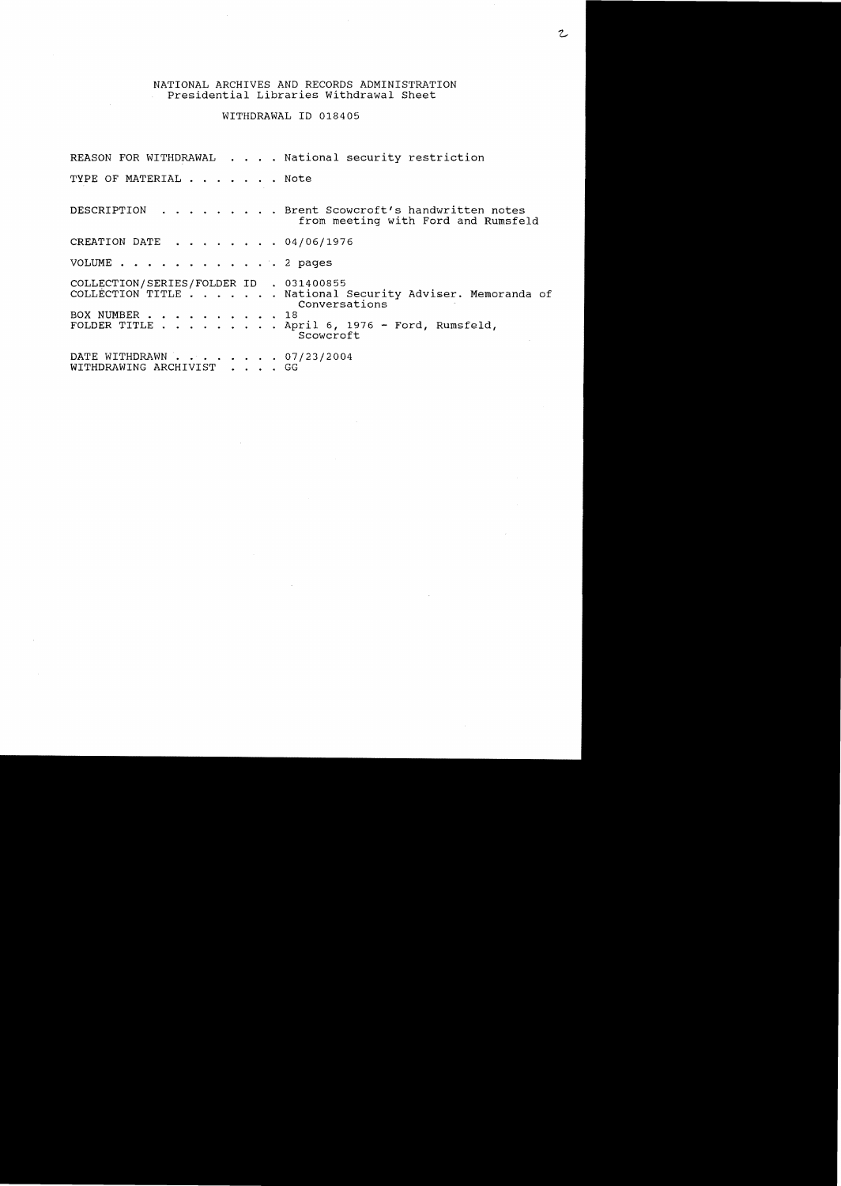NATIONAL ARCHIVES AND RECORDS ADMINISTRATION
Presidential Libraries Withdrawal Sheet

WITHDRAWAL ID 018405

REASON FOR WITHDRAWAL . . . . National security restriction

TYPE OF MATERIAL . . . . . . . Note

DESCRIPTION . . . . . . . . . Brent Scowcroft's handwritten notes from meeting with Ford and Rumsfeld

CREATION DATE . . . . . . . . 04/06/1976

VOLUME . . . . . . . . . . . . 2 pages

COLLECTION/SERIES/FOLDER ID . 031400855
COLLECTION TITLE . . . . . . . National Security Adviser. Memoranda of Conversations
BOX NUMBER . . . . . . . . . . 18
FOLDER TITLE . . . . . . . . . April 6, 1976 - Ford, Rumsfeld, Scowcroft

DATE WITHDRAWN . . . . . . . . 07/23/2004
WITHDRAWING ARCHIVIST . . . . GG